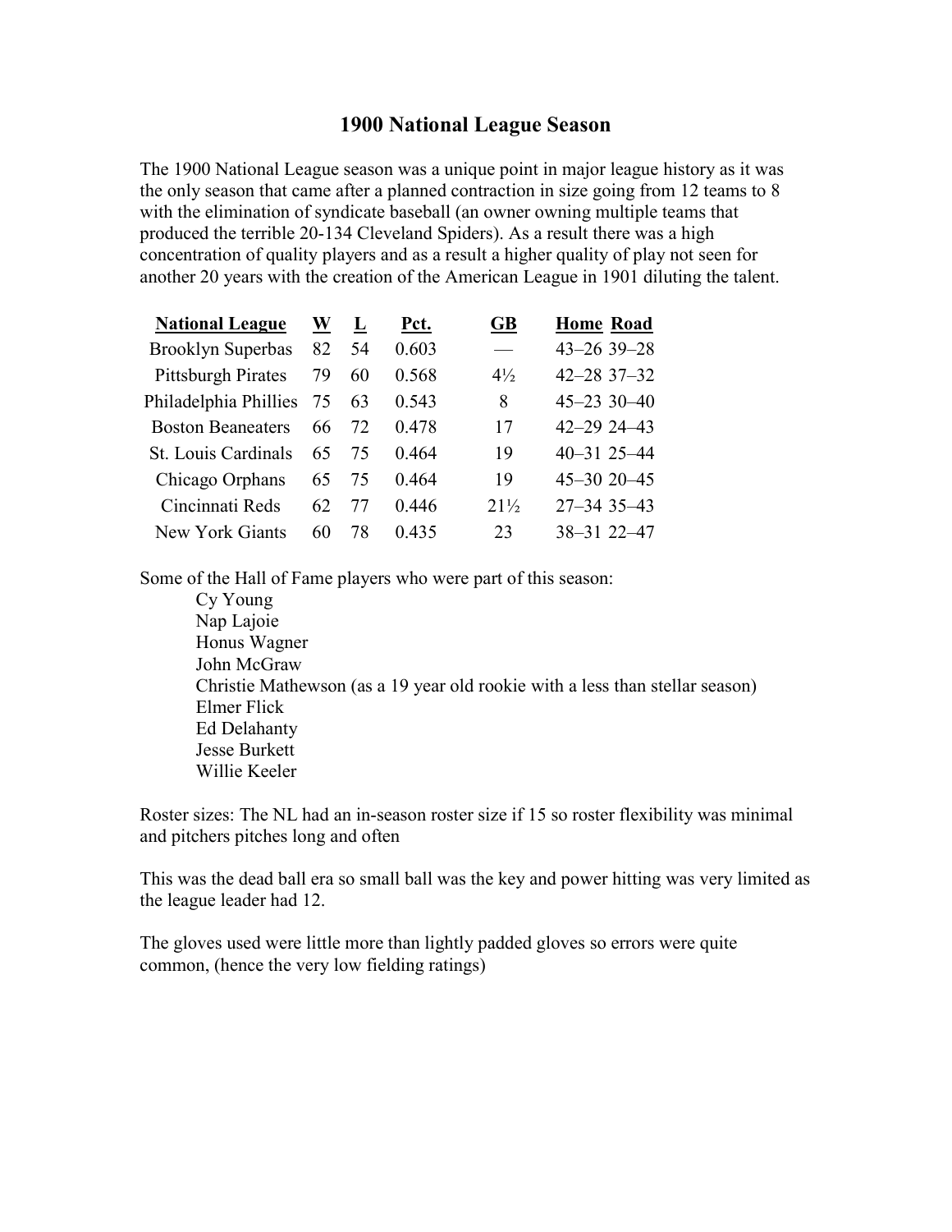# 1900 National League Season

The 1900 National League season was a unique point in major league history as it was the only season that came after a planned contraction in size going from 12 teams to 8 with the elimination of syndicate baseball (an owner owning multiple teams that produced the terrible 20-134 Cleveland Spiders). As a result there was a high concentration of quality players and as a result a higher quality of play not seen for another 20 years with the creation of the American League in 1901 diluting the talent.

| National League | W | L | Pct. | GB | Home | Road |
|---|---|---|---|---|---|---|
| Brooklyn Superbas | 82 | 54 | 0.603 | — | 43–26 | 39–28 |
| Pittsburgh Pirates | 79 | 60 | 0.568 | 4½ | 42–28 | 37–32 |
| Philadelphia Phillies | 75 | 63 | 0.543 | 8 | 45–23 | 30–40 |
| Boston Beaneaters | 66 | 72 | 0.478 | 17 | 42–29 | 24–43 |
| St. Louis Cardinals | 65 | 75 | 0.464 | 19 | 40–31 | 25–44 |
| Chicago Orphans | 65 | 75 | 0.464 | 19 | 45–30 | 20–45 |
| Cincinnati Reds | 62 | 77 | 0.446 | 21½ | 27–34 | 35–43 |
| New York Giants | 60 | 78 | 0.435 | 23 | 38–31 | 22–47 |

Some of the Hall of Fame players who were part of this season:

- Cy Young
- Nap Lajoie
- Honus Wagner
- John McGraw
- Christie Mathewson (as a 19 year old rookie with a less than stellar season)
- Elmer Flick
- Ed Delahanty
- Jesse Burkett
- Willie Keeler

Roster sizes: The NL had an in-season roster size if 15 so roster flexibility was minimal and pitchers pitches long and often

This was the dead ball era so small ball was the key and power hitting was very limited as the league leader had 12.

The gloves used were little more than lightly padded gloves so errors were quite common, (hence the very low fielding ratings)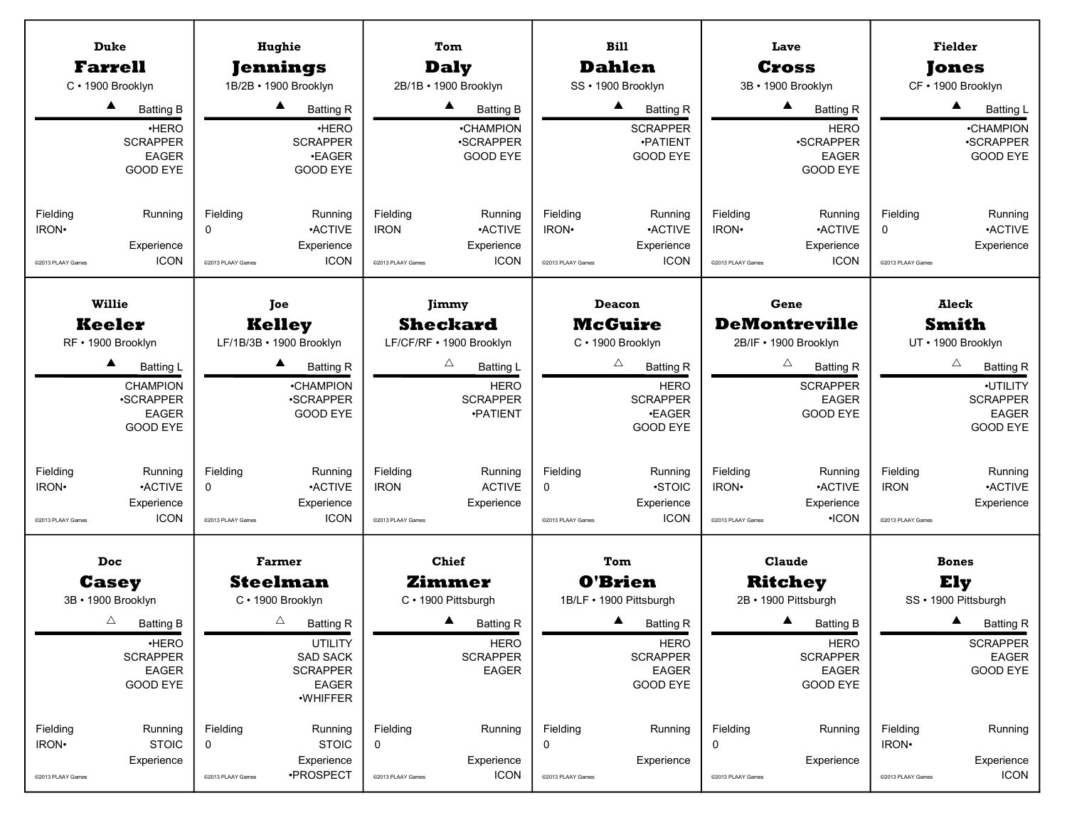## Duke Farrell
C • 1900 Brooklyn

▲ Batting B

- •HERO
- SCRAPPER
- EAGER
- GOOD EYE

Fielding: IRON•
Running: 
Experience: ICON

©2013 PLAAY Games

## Hughie Jennings
1B/2B • 1900 Brooklyn

▲ Batting R

- •HERO
- SCRAPPER
- •EAGER
- GOOD EYE

Fielding: 0
Running: •ACTIVE
Experience: ICON

©2013 PLAAY Games

## Tom Daly
2B/1B • 1900 Brooklyn

▲ Batting B

- •CHAMPION
- •SCRAPPER
- GOOD EYE

Fielding: IRON
Running: •ACTIVE
Experience: ICON

©2013 PLAAY Games

## Bill Dahlen
SS • 1900 Brooklyn

▲ Batting R

- SCRAPPER
- •PATIENT
- GOOD EYE

Fielding: IRON•
Running: •ACTIVE
Experience: ICON

©2013 PLAAY Games

## Lave Cross
3B • 1900 Brooklyn

▲ Batting R

- HERO
- •SCRAPPER
- EAGER
- GOOD EYE

Fielding: IRON•
Running: •ACTIVE
Experience: ICON

©2013 PLAAY Games

## Fielder Jones
CF • 1900 Brooklyn

▲ Batting L

- •CHAMPION
- •SCRAPPER
- GOOD EYE

Fielding: 0
Running: •ACTIVE
Experience: 

©2013 PLAAY Games

## Willie Keeler
RF • 1900 Brooklyn

▲ Batting L

- CHAMPION
- •SCRAPPER
- EAGER
- GOOD EYE

Fielding: IRON•
Running: •ACTIVE
Experience: ICON

©2013 PLAAY Games

## Joe Kelley
LF/1B/3B • 1900 Brooklyn

▲ Batting R

- •CHAMPION
- •SCRAPPER
- GOOD EYE

Fielding: 0
Running: •ACTIVE
Experience: ICON

©2013 PLAAY Games

## Jimmy Sheckard
LF/CF/RF • 1900 Brooklyn

△ Batting L

- HERO
- SCRAPPER
- •PATIENT

Fielding: IRON
Running: ACTIVE
Experience: 

©2013 PLAAY Games

## Deacon McGuire
C • 1900 Brooklyn

△ Batting R

- HERO
- SCRAPPER
- •EAGER
- GOOD EYE

Fielding: 0
Running: •STOIC
Experience: ICON

©2013 PLAAY Games

## Gene DeMontreville
2B/IF • 1900 Brooklyn

△ Batting R

- SCRAPPER
- EAGER
- GOOD EYE

Fielding: IRON•
Running: •ACTIVE
Experience: •ICON

©2013 PLAAY Games

## Aleck Smith
UT • 1900 Brooklyn

△ Batting R

- •UTILITY
- SCRAPPER
- EAGER
- GOOD EYE

Fielding: IRON
Running: •ACTIVE
Experience: 

©2013 PLAAY Games

## Doc Casey
3B • 1900 Brooklyn

△ Batting B

- •HERO
- SCRAPPER
- EAGER
- GOOD EYE

Fielding: IRON•
Running: STOIC
Experience: 

©2013 PLAAY Games

## Farmer Steelman
C • 1900 Brooklyn

△ Batting R

- UTILITY
- SAD SACK
- SCRAPPER
- EAGER
- •WHIFFER

Fielding: 0
Running: STOIC
Experience: •PROSPECT

©2013 PLAAY Games

## Chief Zimmer
C • 1900 Pittsburgh

▲ Batting R

- HERO
- SCRAPPER
- EAGER

Fielding: 0
Running: 
Experience: ICON

©2013 PLAAY Games

## Tom O'Brien
1B/LF • 1900 Pittsburgh

▲ Batting R

- HERO
- SCRAPPER
- EAGER
- GOOD EYE

Fielding: 0
Running: 
Experience: 

©2013 PLAAY Games

## Claude Ritchey
2B • 1900 Pittsburgh

▲ Batting B

- HERO
- SCRAPPER
- EAGER
- GOOD EYE

Fielding: 0
Running: 
Experience: 

©2013 PLAAY Games

## Bones Ely
SS • 1900 Pittsburgh

▲ Batting R

- SCRAPPER
- EAGER
- GOOD EYE

Fielding: IRON•
Running: 
Experience: ICON

©2013 PLAAY Games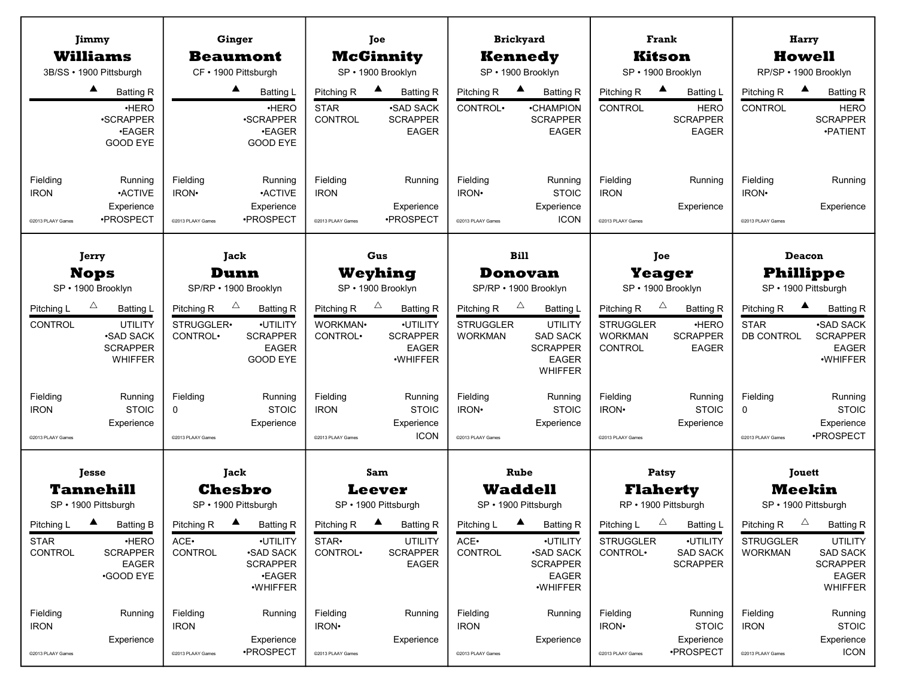### Jimmy **Williams**
3B/SS • 1900 Pittsburgh

▲ Batting R

•HERO
•SCRAPPER
•EAGER
GOOD EYE

Fielding: IRON
Running: •ACTIVE
Experience: •PROSPECT

©2013 PLAAY Games

---

### Ginger **Beaumont**
CF • 1900 Pittsburgh

▲ Batting L

•HERO
•SCRAPPER
•EAGER
GOOD EYE

Fielding: IRON•
Running: •ACTIVE
Experience: •PROSPECT

©2013 PLAAY Games

---

### Joe **McGinnity**
SP • 1900 Brooklyn

Pitching R ▲ Batting R

STAR
CONTROL

•SAD SACK
SCRAPPER
EAGER

Fielding: IRON
Running:
Experience: •PROSPECT

©2013 PLAAY Games

---

### Brickyard **Kennedy**
SP • 1900 Brooklyn

Pitching R ▲ Batting R

CONTROL•

•CHAMPION
SCRAPPER
EAGER

Fielding: IRON•
Running: STOIC
Experience: ICON

©2013 PLAAY Games

---

### Frank **Kitson**
SP • 1900 Brooklyn

Pitching R ▲ Batting L

CONTROL

HERO
SCRAPPER
EAGER

Fielding: IRON
Running:
Experience:

©2013 PLAAY Games

---

### Harry **Howell**
RP/SP • 1900 Brooklyn

Pitching R ▲ Batting R

CONTROL

HERO
SCRAPPER
•PATIENT

Fielding: IRON•
Running:
Experience:

©2013 PLAAY Games

---

### Jerry **Nops**
SP • 1900 Brooklyn

Pitching L △ Batting L

CONTROL

UTILITY
•SAD SACK
SCRAPPER
WHIFFER

Fielding: IRON
Running: STOIC
Experience:

©2013 PLAAY Games

---

### Jack **Dunn**
SP/RP • 1900 Brooklyn

Pitching R △ Batting R

STRUGGLER•
CONTROL•

•UTILITY
SCRAPPER
EAGER
GOOD EYE

Fielding: 0
Running: STOIC
Experience:

©2013 PLAAY Games

---

### Gus **Weyhing**
SP • 1900 Brooklyn

Pitching R △ Batting R

WORKMAN•
CONTROL•

•UTILITY
SCRAPPER
EAGER
•WHIFFER

Fielding: IRON
Running: STOIC
Experience: ICON

©2013 PLAAY Games

---

### Bill **Donovan**
SP/RP • 1900 Brooklyn

Pitching R △ Batting L

STRUGGLER
WORKMAN

UTILITY
SAD SACK
SCRAPPER
EAGER
WHIFFER

Fielding: IRON•
Running: STOIC
Experience:

©2013 PLAAY Games

---

### Joe **Yeager**
SP • 1900 Brooklyn

Pitching R △ Batting R

STRUGGLER
WORKMAN
CONTROL

•HERO
SCRAPPER
EAGER

Fielding: IRON•
Running: STOIC
Experience:

©2013 PLAAY Games

---

### Deacon **Phillippe**
SP • 1900 Pittsburgh

Pitching R ▲ Batting R

STAR
DB CONTROL

•SAD SACK
SCRAPPER
EAGER
•WHIFFER

Fielding: 0
Running: STOIC
Experience: •PROSPECT

©2013 PLAAY Games

---

### Jesse **Tannehill**
SP • 1900 Pittsburgh

Pitching L ▲ Batting B

STAR
CONTROL

•HERO
SCRAPPER
EAGER
•GOOD EYE

Fielding: IRON
Running:
Experience:

©2013 PLAAY Games

---

### Jack **Chesbro**
SP • 1900 Pittsburgh

Pitching R ▲ Batting R

ACE•
CONTROL

•UTILITY
•SAD SACK
SCRAPPER
•EAGER
•WHIFFER

Fielding: IRON
Running:
Experience: •PROSPECT

©2013 PLAAY Games

---

### Sam **Leever**
SP • 1900 Pittsburgh

Pitching R ▲ Batting R

STAR•
CONTROL•

UTILITY
SCRAPPER
EAGER

Fielding: IRON•
Running:
Experience:

©2013 PLAAY Games

---

### Rube **Waddell**
SP • 1900 Pittsburgh

Pitching L ▲ Batting R

ACE•
CONTROL

•UTILITY
•SAD SACK
SCRAPPER
EAGER
•WHIFFER

Fielding: IRON
Running:
Experience:

©2013 PLAAY Games

---

### Patsy **Flaherty**
RP • 1900 Pittsburgh

Pitching L △ Batting L

STRUGGLER
CONTROL•

•UTILITY
SAD SACK
SCRAPPER

Fielding: IRON•
Running: STOIC
Experience: •PROSPECT

©2013 PLAAY Games

---

### Jouett **Meekin**
SP • 1900 Pittsburgh

Pitching R △ Batting R

STRUGGLER
WORKMAN

UTILITY
SAD SACK
SCRAPPER
EAGER
WHIFFER

Fielding: IRON
Running: STOIC
Experience: ICON

©2013 PLAAY Games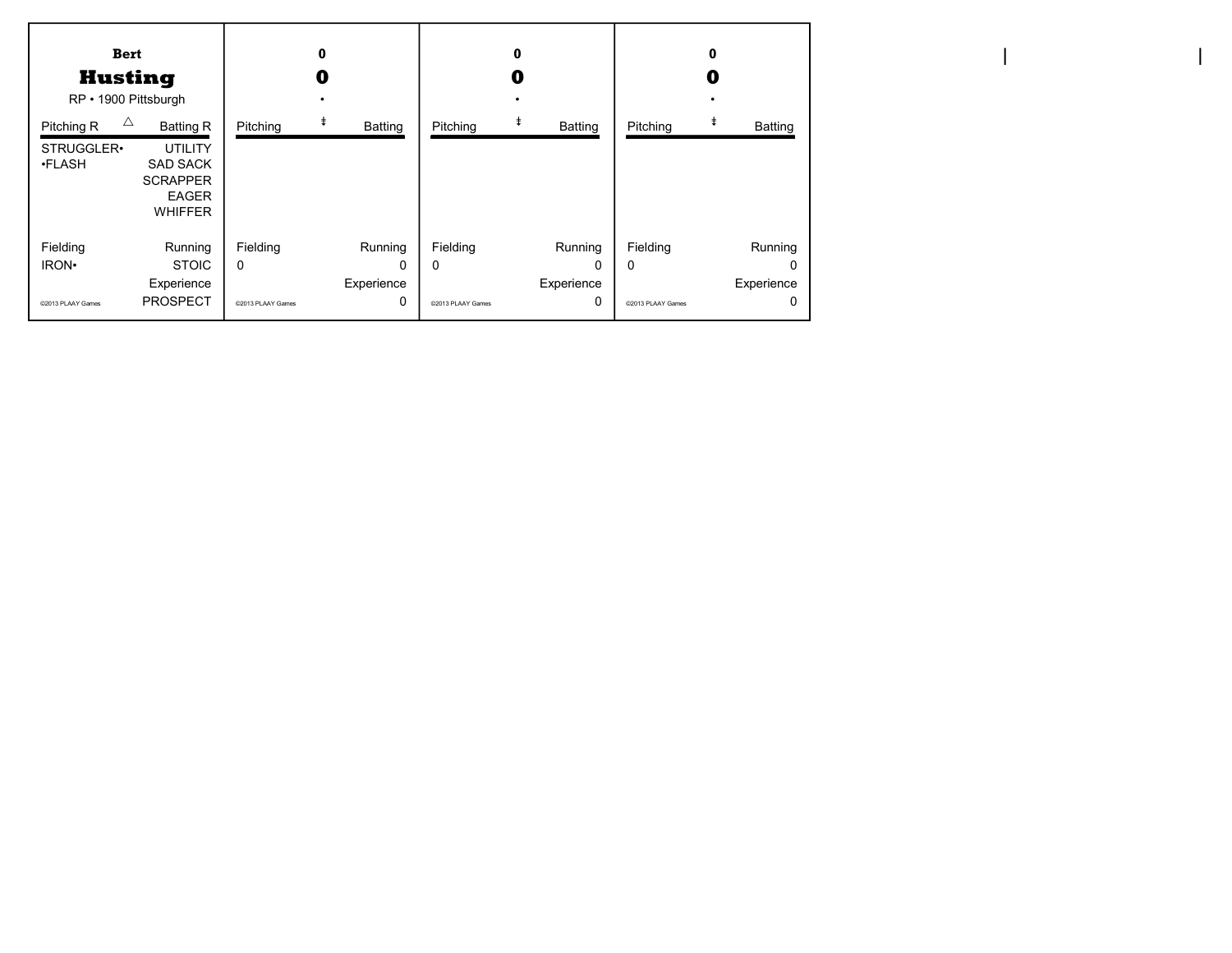**Bert**

## Husting

RP • 1900 Pittsburgh

| Pitching R | △ | Batting R |
|---|---|---|
| STRUGGLER• | | UTILITY |
| •FLASH | | SAD SACK |
| | | SCRAPPER |
| | | EAGER |
| | | WHIFFER |

| Fielding | Running |
|---|---|
| IRON• | STOIC |
| | Experience |
| ©2013 PLAAY Games | PROSPECT |

---

**0**

## 0

•

| Pitching | ‡ | Batting |
|---|---|---|

| Fielding | Running |
|---|---|
| 0 | 0 |
| | Experience |
| ©2013 PLAAY Games | 0 |

---

**0**

## 0

•

| Pitching | ‡ | Batting |
|---|---|---|

| Fielding | Running |
|---|---|
| 0 | 0 |
| | Experience |
| ©2013 PLAAY Games | 0 |

---

**0**

## 0

•

| Pitching | ‡ | Batting |
|---|---|---|

| Fielding | Running |
|---|---|
| 0 | 0 |
| | Experience |
| ©2013 PLAAY Games | 0 |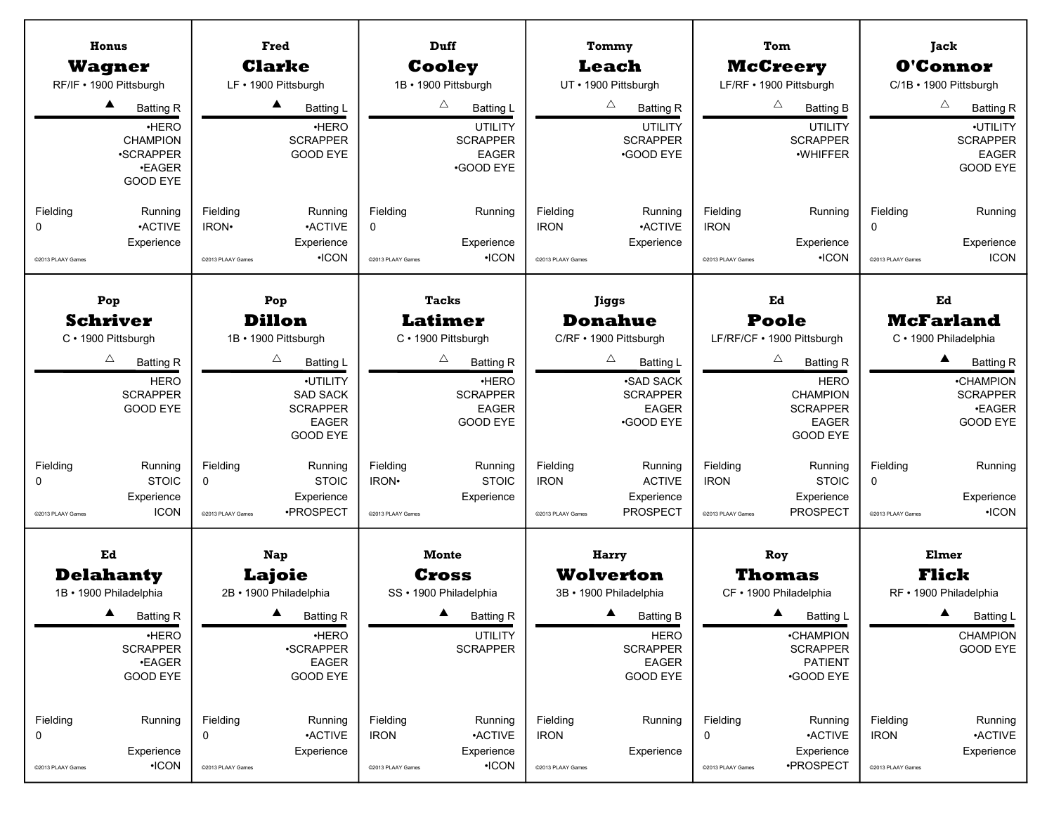## Honus Wagner
RF/IF • 1900 Pittsburgh

▲ Batting R

- •HERO
- CHAMPION
- •SCRAPPER
- •EAGER
- GOOD EYE

Fielding: 0
Running: •ACTIVE
Experience:

©2013 PLAAY Games

---

## Fred Clarke
LF • 1900 Pittsburgh

▲ Batting L

- •HERO
- SCRAPPER
- GOOD EYE

Fielding: IRON•
Running: •ACTIVE
Experience: •ICON

©2013 PLAAY Games

---

## Duff Cooley
1B • 1900 Pittsburgh

△ Batting L

- UTILITY
- SCRAPPER
- EAGER
- •GOOD EYE

Fielding: 0
Running:
Experience: •ICON

©2013 PLAAY Games

---

## Tommy Leach
UT • 1900 Pittsburgh

△ Batting R

- UTILITY
- SCRAPPER
- •GOOD EYE

Fielding: IRON
Running: •ACTIVE
Experience:

©2013 PLAAY Games

---

## Tom McCreery
LF/RF • 1900 Pittsburgh

△ Batting B

- UTILITY
- SCRAPPER
- •WHIFFER

Fielding: IRON
Running:
Experience: •ICON

©2013 PLAAY Games

---

## Jack O'Connor
C/1B • 1900 Pittsburgh

△ Batting R

- •UTILITY
- SCRAPPER
- EAGER
- GOOD EYE

Fielding: 0
Running:
Experience: ICON

©2013 PLAAY Games

---

## Pop Schriver
C • 1900 Pittsburgh

△ Batting R

- HERO
- SCRAPPER
- GOOD EYE

Fielding: 0
Running: STOIC
Experience: ICON

©2013 PLAAY Games

---

## Pop Dillon
1B • 1900 Pittsburgh

△ Batting L

- •UTILITY
- SAD SACK
- SCRAPPER
- EAGER
- GOOD EYE

Fielding: 0
Running: STOIC
Experience: •PROSPECT

©2013 PLAAY Games

---

## Tacks Latimer
C • 1900 Pittsburgh

△ Batting R

- •HERO
- SCRAPPER
- EAGER
- GOOD EYE

Fielding: IRON•
Running: STOIC
Experience:

©2013 PLAAY Games

---

## Jiggs Donahue
C/RF • 1900 Pittsburgh

△ Batting L

- •SAD SACK
- SCRAPPER
- EAGER
- •GOOD EYE

Fielding: IRON
Running: ACTIVE
Experience: PROSPECT

©2013 PLAAY Games

---

## Ed Poole
LF/RF/CF • 1900 Pittsburgh

△ Batting R

- HERO
- CHAMPION
- SCRAPPER
- EAGER
- GOOD EYE

Fielding: IRON
Running: STOIC
Experience: PROSPECT

©2013 PLAAY Games

---

## Ed McFarland
C • 1900 Philadelphia

▲ Batting R

- •CHAMPION
- SCRAPPER
- •EAGER
- GOOD EYE

Fielding: 0
Running:
Experience: •ICON

©2013 PLAAY Games

---

## Ed Delahanty
1B • 1900 Philadelphia

▲ Batting R

- •HERO
- SCRAPPER
- •EAGER
- GOOD EYE

Fielding: 0
Running:
Experience: •ICON

©2013 PLAAY Games

---

## Nap Lajoie
2B • 1900 Philadelphia

▲ Batting R

- •HERO
- •SCRAPPER
- EAGER
- GOOD EYE

Fielding: 0
Running: •ACTIVE
Experience:

©2013 PLAAY Games

---

## Monte Cross
SS • 1900 Philadelphia

▲ Batting R

- UTILITY
- SCRAPPER

Fielding: IRON
Running: •ACTIVE
Experience: •ICON

©2013 PLAAY Games

---

## Harry Wolverton
3B • 1900 Philadelphia

▲ Batting B

- HERO
- SCRAPPER
- EAGER
- GOOD EYE

Fielding: IRON
Running:
Experience:

©2013 PLAAY Games

---

## Roy Thomas
CF • 1900 Philadelphia

▲ Batting L

- •CHAMPION
- SCRAPPER
- PATIENT
- •GOOD EYE

Fielding: 0
Running: •ACTIVE
Experience: •PROSPECT

©2013 PLAAY Games

---

## Elmer Flick
RF • 1900 Philadelphia

▲ Batting L

- CHAMPION
- GOOD EYE

Fielding: IRON
Running: •ACTIVE
Experience:

©2013 PLAAY Games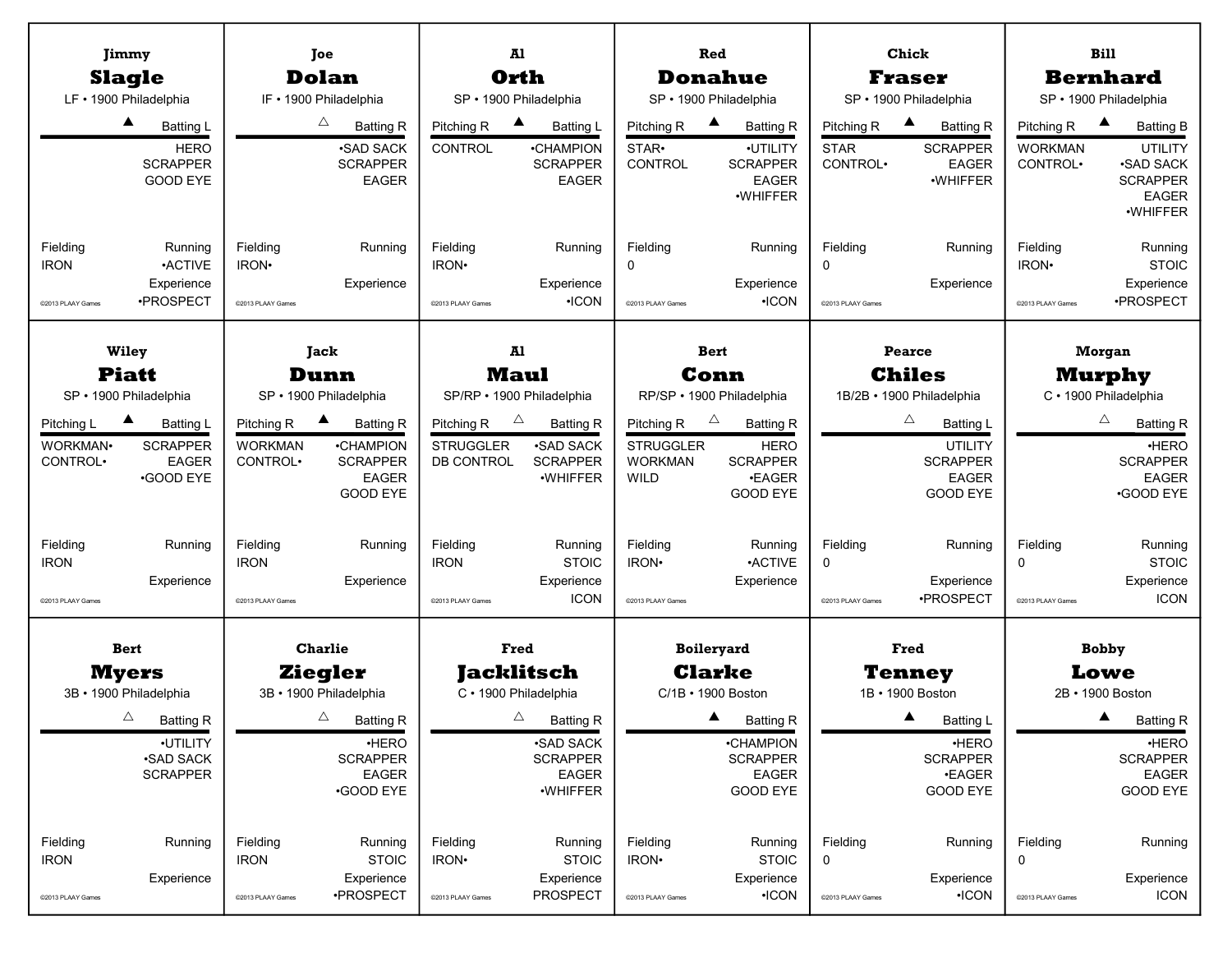## Jimmy Slagle
LF • 1900 Philadelphia

▲ Batting L

HERO
SCRAPPER
GOOD EYE

Fielding: IRON
Running: •ACTIVE
Experience: •PROSPECT

©2013 PLAAY Games

---

## Joe Dolan
IF • 1900 Philadelphia

△ Batting R

•SAD SACK
SCRAPPER
EAGER

Fielding: IRON•
Running:
Experience:

©2013 PLAAY Games

---

## Al Orth
SP • 1900 Philadelphia

Pitching R ▲ Batting L

Pitching: CONTROL

Batting: •CHAMPION, SCRAPPER, EAGER

Fielding: IRON•
Running:
Experience: •ICON

©2013 PLAAY Games

---

## Red Donahue
SP • 1900 Philadelphia

Pitching R ▲ Batting R

Pitching: STAR•, CONTROL

Batting: •UTILITY, SCRAPPER, EAGER, •WHIFFER

Fielding: 0
Running:
Experience: •ICON

©2013 PLAAY Games

---

## Chick Fraser
SP • 1900 Philadelphia

Pitching R ▲ Batting R

Pitching: STAR, CONTROL•

Batting: SCRAPPER, EAGER, •WHIFFER

Fielding: 0
Running:
Experience:

©2013 PLAAY Games

---

## Bill Bernhard
SP • 1900 Philadelphia

Pitching R ▲ Batting B

Pitching: WORKMAN, CONTROL•

Batting: UTILITY, •SAD SACK, SCRAPPER, EAGER, •WHIFFER

Fielding: IRON•
Running: STOIC
Experience: •PROSPECT

©2013 PLAAY Games

---

## Wiley Piatt
SP • 1900 Philadelphia

Pitching L ▲ Batting L

Pitching: WORKMAN•, CONTROL•

Batting: SCRAPPER, EAGER, •GOOD EYE

Fielding: IRON
Running:
Experience:

©2013 PLAAY Games

---

## Jack Dunn
SP • 1900 Philadelphia

Pitching R ▲ Batting R

Pitching: WORKMAN, CONTROL•

Batting: •CHAMPION, SCRAPPER, EAGER, GOOD EYE

Fielding: IRON
Running:
Experience:

©2013 PLAAY Games

---

## Al Maul
SP/RP • 1900 Philadelphia

Pitching R △ Batting R

Pitching: STRUGGLER, DB CONTROL

Batting: •SAD SACK, SCRAPPER, •WHIFFER

Fielding: IRON
Running: STOIC
Experience: ICON

©2013 PLAAY Games

---

## Bert Conn
RP/SP • 1900 Philadelphia

Pitching R △ Batting R

Pitching: STRUGGLER, WORKMAN, WILD

Batting: HERO, SCRAPPER, •EAGER, GOOD EYE

Fielding: IRON•
Running: •ACTIVE
Experience:

©2013 PLAAY Games

---

## Pearce Chiles
1B/2B • 1900 Philadelphia

△ Batting L

UTILITY
SCRAPPER
EAGER
GOOD EYE

Fielding: 0
Running:
Experience: •PROSPECT

©2013 PLAAY Games

---

## Morgan Murphy
C • 1900 Philadelphia

△ Batting R

•HERO
SCRAPPER
EAGER
•GOOD EYE

Fielding: 0
Running: STOIC
Experience: ICON

©2013 PLAAY Games

---

## Bert Myers
3B • 1900 Philadelphia

△ Batting R

•UTILITY
•SAD SACK
SCRAPPER

Fielding: IRON
Running:
Experience:

©2013 PLAAY Games

---

## Charlie Ziegler
3B • 1900 Philadelphia

△ Batting R

•HERO
SCRAPPER
EAGER
•GOOD EYE

Fielding: IRON
Running: STOIC
Experience: •PROSPECT

©2013 PLAAY Games

---

## Fred Jacklitsch
C • 1900 Philadelphia

△ Batting R

•SAD SACK
SCRAPPER
EAGER
•WHIFFER

Fielding: IRON•
Running: STOIC
Experience: PROSPECT

©2013 PLAAY Games

---

## Boileryard Clarke
C/1B • 1900 Boston

▲ Batting R

•CHAMPION
SCRAPPER
EAGER
GOOD EYE

Fielding: IRON•
Running: STOIC
Experience: •ICON

©2013 PLAAY Games

---

## Fred Tenney
1B • 1900 Boston

▲ Batting L

•HERO
SCRAPPER
•EAGER
GOOD EYE

Fielding: 0
Running:
Experience: •ICON

©2013 PLAAY Games

---

## Bobby Lowe
2B • 1900 Boston

▲ Batting R

•HERO
SCRAPPER
EAGER
GOOD EYE

Fielding: 0
Running:
Experience: ICON

©2013 PLAAY Games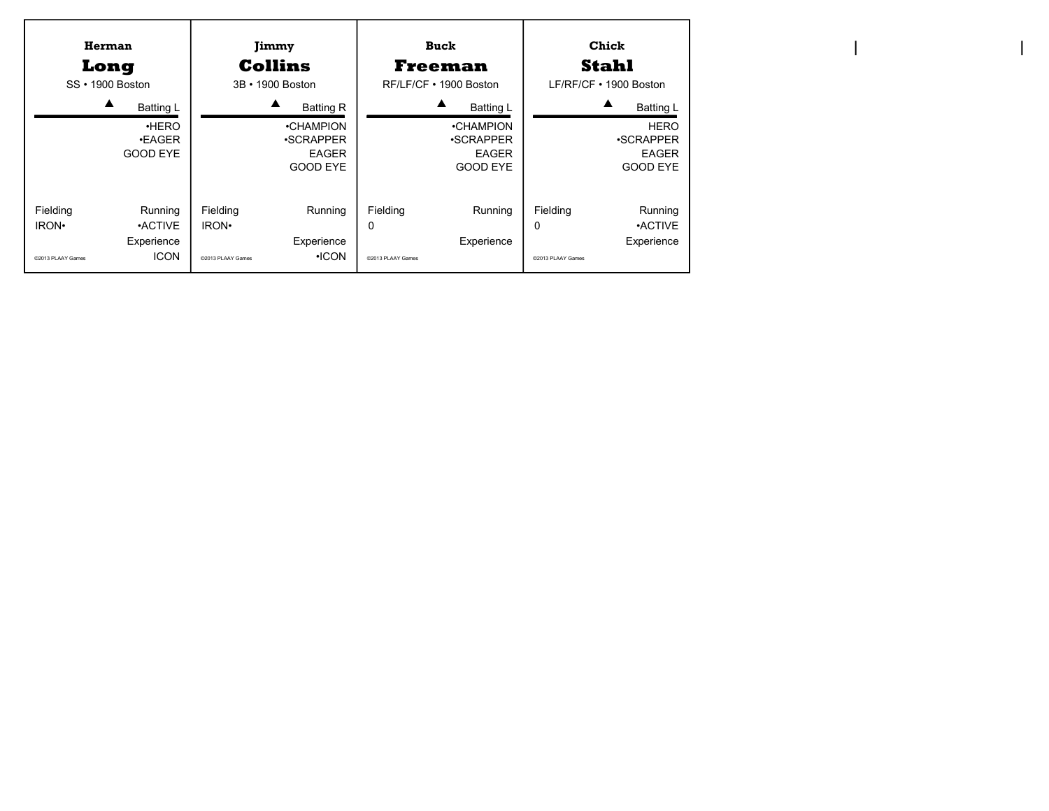## Herman **Long**

SS • 1900 Boston

▲ Batting L

•HERO
•EAGER
GOOD EYE

Fielding: IRON•

Running: •ACTIVE

Experience: ICON

©2013 PLAAY Games

---

## Jimmy **Collins**

3B • 1900 Boston

▲ Batting R

•CHAMPION
•SCRAPPER
EAGER
GOOD EYE

Fielding: IRON•

Running:

Experience: •ICON

©2013 PLAAY Games

---

## Buck **Freeman**

RF/LF/CF • 1900 Boston

▲ Batting L

•CHAMPION
•SCRAPPER
EAGER
GOOD EYE

Fielding: 0

Running:

Experience:

©2013 PLAAY Games

---

## Chick **Stahl**

LF/RF/CF • 1900 Boston

▲ Batting L

HERO
•SCRAPPER
EAGER
GOOD EYE

Fielding: 0

Running: •ACTIVE

Experience:

©2013 PLAAY Games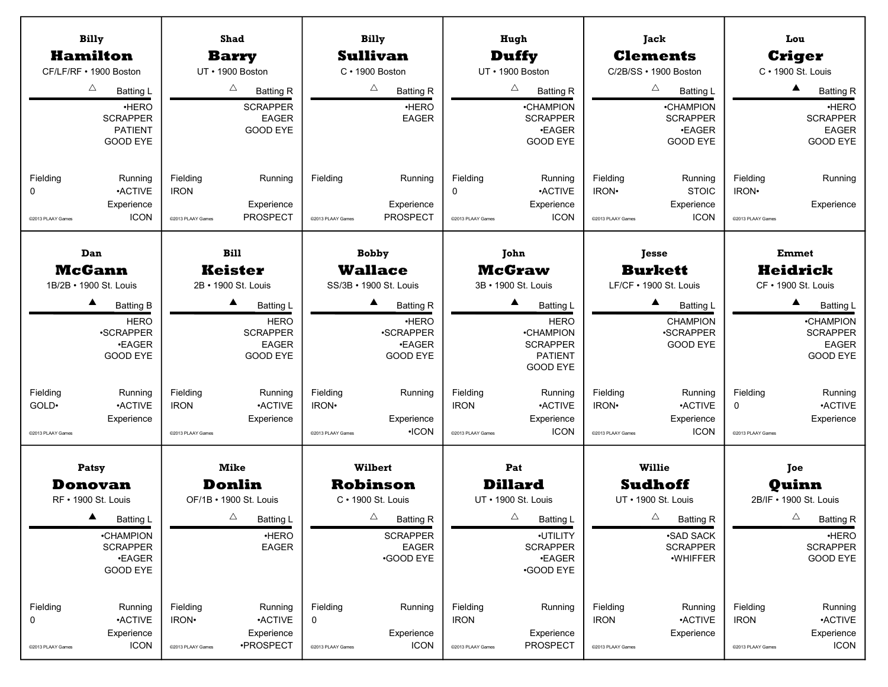**Billy**
## Hamilton
CF/LF/RF • 1900 Boston

△ Batting L

•HERO
SCRAPPER
PATIENT
GOOD EYE

Fielding: 0
Running: •ACTIVE
Experience: ICON

©2013 PLAAY Games

---

**Shad**
## Barry
UT • 1900 Boston

△ Batting R

SCRAPPER
EAGER
GOOD EYE

Fielding: IRON
Running:
Experience: PROSPECT

©2013 PLAAY Games

---

**Billy**
## Sullivan
C • 1900 Boston

△ Batting R

•HERO
EAGER

Fielding:
Running:
Experience: PROSPECT

©2013 PLAAY Games

---

**Hugh**
## Duffy
UT • 1900 Boston

△ Batting R

•CHAMPION
SCRAPPER
•EAGER
GOOD EYE

Fielding: 0
Running: •ACTIVE
Experience: ICON

©2013 PLAAY Games

---

**Jack**
## Clements
C/2B/SS • 1900 Boston

△ Batting L

•CHAMPION
SCRAPPER
•EAGER
GOOD EYE

Fielding: IRON•
Running: STOIC
Experience: ICON

©2013 PLAAY Games

---

**Lou**
## Criger
C • 1900 St. Louis

▲ Batting R

•HERO
SCRAPPER
EAGER
GOOD EYE

Fielding: IRON•
Running:
Experience:

©2013 PLAAY Games

---

**Dan**
## McGann
1B/2B • 1900 St. Louis

▲ Batting B

HERO
•SCRAPPER
•EAGER
GOOD EYE

Fielding: GOLD•
Running: •ACTIVE
Experience:

©2013 PLAAY Games

---

**Bill**
## Keister
2B • 1900 St. Louis

▲ Batting L

HERO
SCRAPPER
EAGER
GOOD EYE

Fielding: IRON
Running: •ACTIVE
Experience:

©2013 PLAAY Games

---

**Bobby**
## Wallace
SS/3B • 1900 St. Louis

▲ Batting R

•HERO
•SCRAPPER
•EAGER
GOOD EYE

Fielding: IRON•
Running:
Experience: •ICON

©2013 PLAAY Games

---

**John**
## McGraw
3B • 1900 St. Louis

▲ Batting L

HERO
•CHAMPION
SCRAPPER
PATIENT
GOOD EYE

Fielding: IRON
Running: •ACTIVE
Experience: ICON

©2013 PLAAY Games

---

**Jesse**
## Burkett
LF/CF • 1900 St. Louis

▲ Batting L

CHAMPION
•SCRAPPER
GOOD EYE

Fielding: IRON•
Running: •ACTIVE
Experience: ICON

©2013 PLAAY Games

---

**Emmet**
## Heidrick
CF • 1900 St. Louis

▲ Batting L

•CHAMPION
SCRAPPER
EAGER
GOOD EYE

Fielding: 0
Running: •ACTIVE
Experience:

©2013 PLAAY Games

---

**Patsy**
## Donovan
RF • 1900 St. Louis

▲ Batting L

•CHAMPION
SCRAPPER
•EAGER
GOOD EYE

Fielding: 0
Running: •ACTIVE
Experience: ICON

©2013 PLAAY Games

---

**Mike**
## Donlin
OF/1B • 1900 St. Louis

△ Batting L

•HERO
EAGER

Fielding: IRON•
Running: •ACTIVE
Experience: •PROSPECT

©2013 PLAAY Games

---

**Wilbert**
## Robinson
C • 1900 St. Louis

△ Batting R

SCRAPPER
EAGER
•GOOD EYE

Fielding: 0
Running:
Experience: ICON

©2013 PLAAY Games

---

**Pat**
## Dillard
UT • 1900 St. Louis

△ Batting L

•UTILITY
SCRAPPER
•EAGER
•GOOD EYE

Fielding: IRON
Running:
Experience: PROSPECT

©2013 PLAAY Games

---

**Willie**
## Sudhoff
UT • 1900 St. Louis

△ Batting R

•SAD SACK
SCRAPPER
•WHIFFER

Fielding: IRON
Running: •ACTIVE
Experience:

©2013 PLAAY Games

---

**Joe**
## Quinn
2B/IF • 1900 St. Louis

△ Batting R

•HERO
SCRAPPER
GOOD EYE

Fielding: IRON
Running: •ACTIVE
Experience: ICON

©2013 PLAAY Games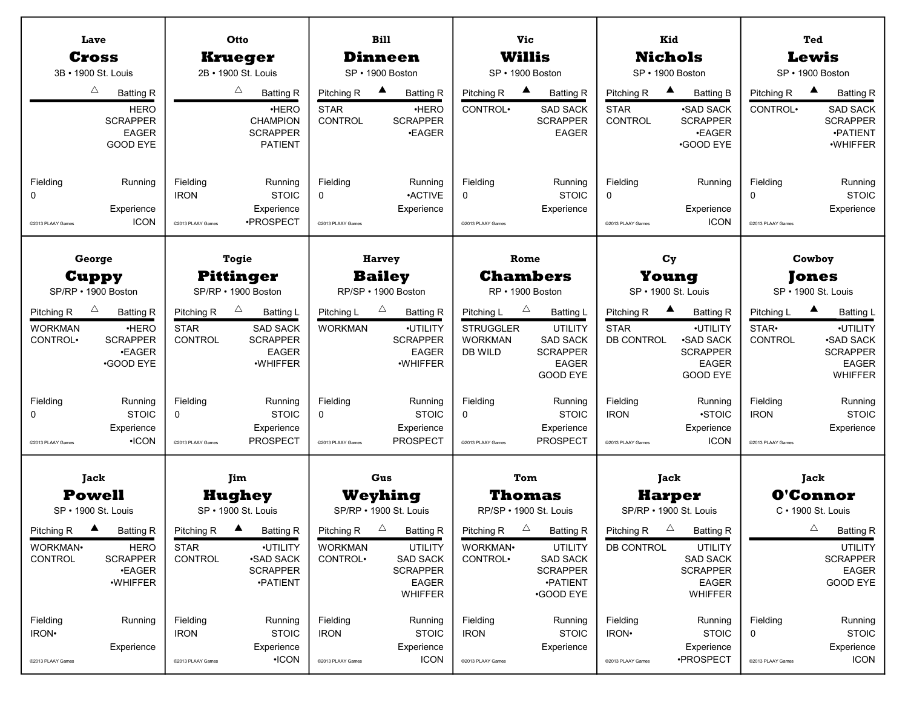## Lave Cross
3B • 1900 St. Louis

△ Batting R

HERO
SCRAPPER
EAGER
GOOD EYE

Fielding: 0
Running:
Experience: ICON

©2013 PLAAY Games

---

## Otto Krueger
2B • 1900 St. Louis

△ Batting R

•HERO
CHAMPION
SCRAPPER
PATIENT

Fielding: IRON
Running: STOIC
Experience: •PROSPECT

©2013 PLAAY Games

---

## Bill Dinneen
SP • 1900 Boston

Pitching R ▲ Batting R

Pitching: STAR, CONTROL
Batting: •HERO, SCRAPPER, •EAGER

Fielding: 0
Running: •ACTIVE
Experience:

©2013 PLAAY Games

---

## Vic Willis
SP • 1900 Boston

Pitching R ▲ Batting R

Pitching: CONTROL•
Batting: SAD SACK, SCRAPPER, EAGER

Fielding: 0
Running: STOIC
Experience:

©2013 PLAAY Games

---

## Kid Nichols
SP • 1900 Boston

Pitching R ▲ Batting B

Pitching: STAR, CONTROL
Batting: •SAD SACK, SCRAPPER, •EAGER, •GOOD EYE

Fielding: 0
Running:
Experience: ICON

©2013 PLAAY Games

---

## Ted Lewis
SP • 1900 Boston

Pitching R ▲ Batting R

Pitching: CONTROL•
Batting: SAD SACK, SCRAPPER, •PATIENT, •WHIFFER

Fielding: 0
Running: STOIC
Experience:

©2013 PLAAY Games

---

## George Cuppy
SP/RP • 1900 Boston

Pitching R △ Batting R

Pitching: WORKMAN, CONTROL•
Batting: •HERO, SCRAPPER, •EAGER, •GOOD EYE

Fielding: 0
Running: STOIC
Experience: •ICON

©2013 PLAAY Games

---

## Togie Pittinger
SP/RP • 1900 Boston

Pitching R △ Batting L

Pitching: STAR, CONTROL
Batting: SAD SACK, SCRAPPER, EAGER, •WHIFFER

Fielding: 0
Running: STOIC
Experience: PROSPECT

©2013 PLAAY Games

---

## Harvey Bailey
RP/SP • 1900 Boston

Pitching L △ Batting R

Pitching: WORKMAN
Batting: •UTILITY, SCRAPPER, EAGER, •WHIFFER

Fielding: 0
Running: STOIC
Experience: PROSPECT

©2013 PLAAY Games

---

## Rome Chambers
RP • 1900 Boston

Pitching L △ Batting L

Pitching: STRUGGLER, WORKMAN, DB WILD
Batting: UTILITY, SAD SACK, SCRAPPER, EAGER, GOOD EYE

Fielding: 0
Running: STOIC
Experience: PROSPECT

©2013 PLAAY Games

---

## Cy Young
SP • 1900 St. Louis

Pitching R ▲ Batting R

Pitching: STAR, DB CONTROL
Batting: •UTILITY, •SAD SACK, SCRAPPER, EAGER, GOOD EYE

Fielding: IRON
Running: •STOIC
Experience: ICON

©2013 PLAAY Games

---

## Cowboy Jones
SP • 1900 St. Louis

Pitching L ▲ Batting L

Pitching: STAR•, CONTROL
Batting: •UTILITY, •SAD SACK, SCRAPPER, EAGER, WHIFFER

Fielding: IRON
Running: STOIC
Experience:

©2013 PLAAY Games

---

## Jack Powell
SP • 1900 St. Louis

Pitching R ▲ Batting R

Pitching: WORKMAN•, CONTROL
Batting: HERO, SCRAPPER, •EAGER, •WHIFFER

Fielding: IRON•
Running:
Experience:

©2013 PLAAY Games

---

## Jim Hughey
SP • 1900 St. Louis

Pitching R ▲ Batting R

Pitching: STAR, CONTROL
Batting: •UTILITY, •SAD SACK, SCRAPPER, •PATIENT

Fielding: IRON
Running: STOIC
Experience: •ICON

©2013 PLAAY Games

---

## Gus Weyhing
SP/RP • 1900 St. Louis

Pitching R △ Batting R

Pitching: WORKMAN, CONTROL•
Batting: UTILITY, SAD SACK, SCRAPPER, EAGER, WHIFFER

Fielding: IRON
Running: STOIC
Experience: ICON

©2013 PLAAY Games

---

## Tom Thomas
RP/SP • 1900 St. Louis

Pitching R △ Batting R

Pitching: WORKMAN•, CONTROL•
Batting: UTILITY, SAD SACK, SCRAPPER, •PATIENT, •GOOD EYE

Fielding: IRON
Running: STOIC
Experience:

©2013 PLAAY Games

---

## Jack Harper
SP/RP • 1900 St. Louis

Pitching R △ Batting R

Pitching: DB CONTROL
Batting: UTILITY, SAD SACK, SCRAPPER, EAGER, WHIFFER

Fielding: IRON•
Running: STOIC
Experience: •PROSPECT

©2013 PLAAY Games

---

## Jack O'Connor
C • 1900 St. Louis

△ Batting R

UTILITY
SCRAPPER
EAGER
GOOD EYE

Fielding: 0
Running: STOIC
Experience: ICON

©2013 PLAAY Games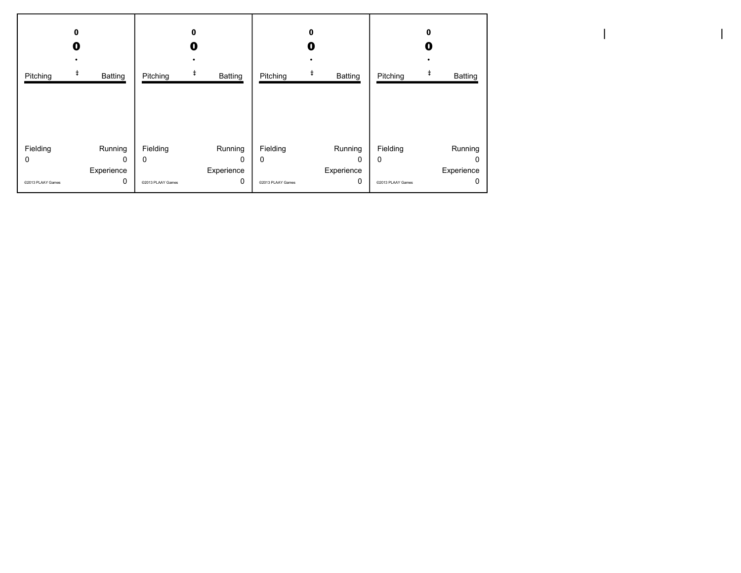0

**0**

•

Pitching ‡ Batting

Fielding Running

0 0

Experience

©2013 PLAAY Games 0

0

**0**

•

Pitching ‡ Batting

Fielding Running

0 0

Experience

©2013 PLAAY Games 0

0

**0**

•

Pitching ‡ Batting

Fielding Running

0 0

Experience

©2013 PLAAY Games 0

0

**0**

•

Pitching ‡ Batting

Fielding Running

0 0

Experience

©2013 PLAAY Games 0

| |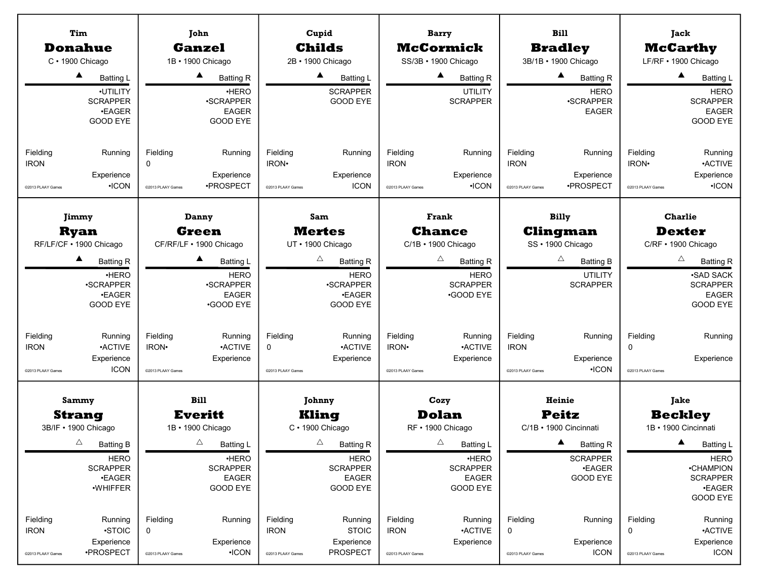**Tim**
## Donahue
C • 1900 Chicago

▲ Batting L

•UTILITY
SCRAPPER
•EAGER
GOOD EYE

Fielding: IRON
Running:
Experience: •ICON

©2013 PLAAY Games

---

**John**
## Ganzel
1B • 1900 Chicago

▲ Batting R

•HERO
•SCRAPPER
EAGER
GOOD EYE

Fielding: 0
Running:
Experience: •PROSPECT

©2013 PLAAY Games

---

**Cupid**
## Childs
2B • 1900 Chicago

▲ Batting L

SCRAPPER
GOOD EYE

Fielding: IRON•
Running:
Experience: ICON

©2013 PLAAY Games

---

**Barry**
## McCormick
SS/3B • 1900 Chicago

▲ Batting R

UTILITY
SCRAPPER

Fielding: IRON
Running:
Experience: •ICON

©2013 PLAAY Games

---

**Bill**
## Bradley
3B/1B • 1900 Chicago

▲ Batting R

HERO
•SCRAPPER
EAGER

Fielding: IRON
Running:
Experience: •PROSPECT

©2013 PLAAY Games

---

**Jack**
## McCarthy
LF/RF • 1900 Chicago

▲ Batting L

HERO
SCRAPPER
EAGER
GOOD EYE

Fielding: IRON•
Running: •ACTIVE
Experience: •ICON

©2013 PLAAY Games

---

**Jimmy**
## Ryan
RF/LF/CF • 1900 Chicago

▲ Batting R

•HERO
•SCRAPPER
•EAGER
GOOD EYE

Fielding: IRON
Running: •ACTIVE
Experience: ICON

©2013 PLAAY Games

---

**Danny**
## Green
CF/RF/LF • 1900 Chicago

▲ Batting L

HERO
•SCRAPPER
EAGER
•GOOD EYE

Fielding: IRON•
Running: •ACTIVE
Experience:

©2013 PLAAY Games

---

**Sam**
## Mertes
UT • 1900 Chicago

△ Batting R

HERO
•SCRAPPER
•EAGER
GOOD EYE

Fielding: 0
Running: •ACTIVE
Experience:

©2013 PLAAY Games

---

**Frank**
## Chance
C/1B • 1900 Chicago

△ Batting R

HERO
SCRAPPER
•GOOD EYE

Fielding: IRON•
Running: •ACTIVE
Experience:

©2013 PLAAY Games

---

**Billy**
## Clingman
SS • 1900 Chicago

△ Batting B

UTILITY
SCRAPPER

Fielding: IRON
Running:
Experience: •ICON

©2013 PLAAY Games

---

**Charlie**
## Dexter
C/RF • 1900 Chicago

△ Batting R

•SAD SACK
SCRAPPER
EAGER
GOOD EYE

Fielding: 0
Running:
Experience:

©2013 PLAAY Games

---

**Sammy**
## Strang
3B/IF • 1900 Chicago

△ Batting B

HERO
SCRAPPER
•EAGER
•WHIFFER

Fielding: IRON
Running: •STOIC
Experience: •PROSPECT

©2013 PLAAY Games

---

**Bill**
## Everitt
1B • 1900 Chicago

△ Batting L

•HERO
SCRAPPER
EAGER
GOOD EYE

Fielding: 0
Running:
Experience: •ICON

©2013 PLAAY Games

---

**Johnny**
## Kling
C • 1900 Chicago

△ Batting R

HERO
SCRAPPER
EAGER
GOOD EYE

Fielding: IRON
Running: STOIC
Experience: PROSPECT

©2013 PLAAY Games

---

**Cozy**
## Dolan
RF • 1900 Chicago

△ Batting L

•HERO
SCRAPPER
EAGER
GOOD EYE

Fielding: IRON
Running: •ACTIVE
Experience:

©2013 PLAAY Games

---

**Heinie**
## Peitz
C/1B • 1900 Cincinnati

▲ Batting R

SCRAPPER
•EAGER
GOOD EYE

Fielding: 0
Running:
Experience: ICON

©2013 PLAAY Games

---

**Jake**
## Beckley
1B • 1900 Cincinnati

▲ Batting L

HERO
•CHAMPION
SCRAPPER
•EAGER
GOOD EYE

Fielding: 0
Running: •ACTIVE
Experience: ICON

©2013 PLAAY Games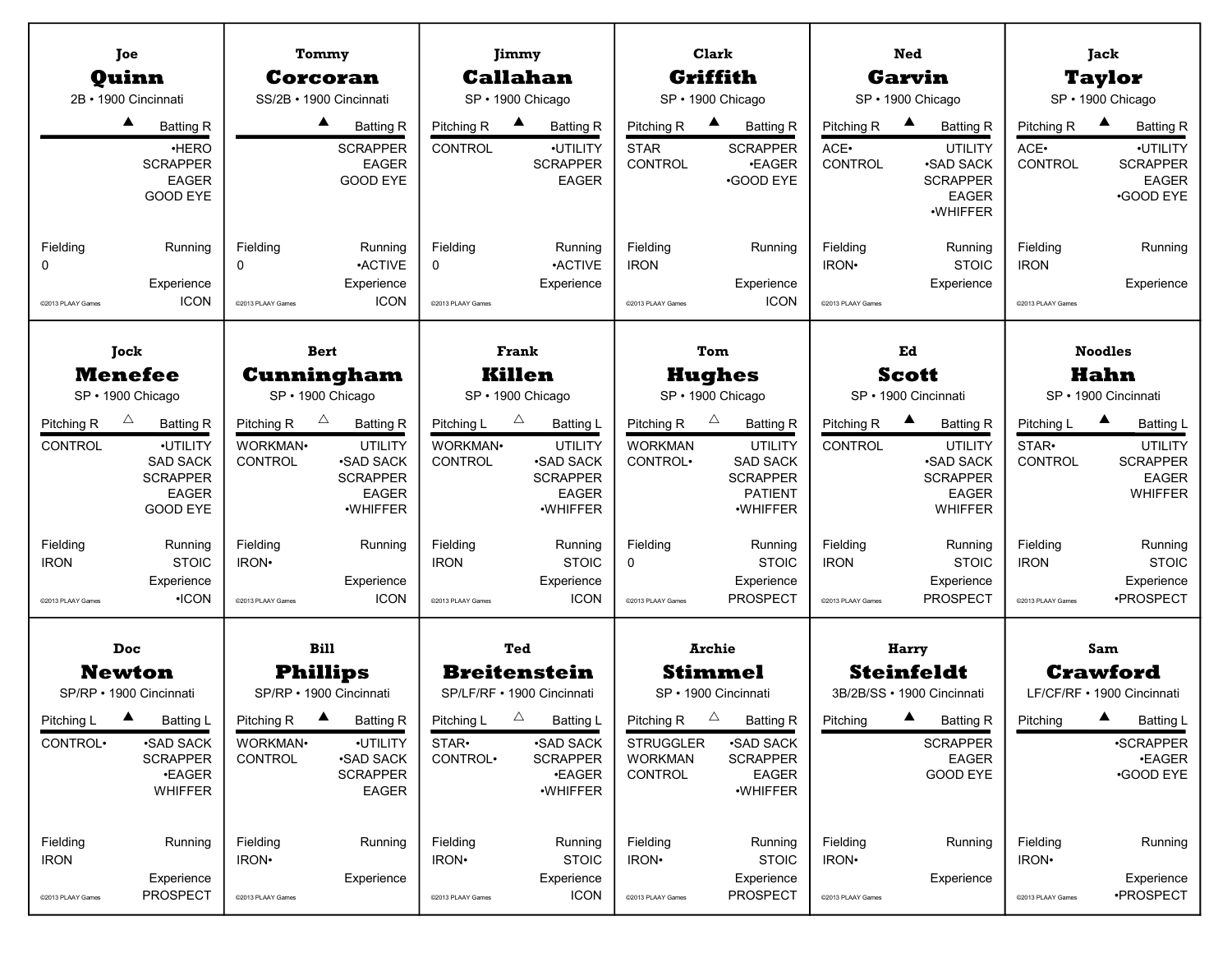### Joe Quinn
2B • 1900 Cincinnati

▲ Batting R

- •HERO
- SCRAPPER
- EAGER
- GOOD EYE

Fielding: 0

Experience: ICON

©2013 PLAAY Games

---

### Tommy Corcoran
SS/2B • 1900 Cincinnati

▲ Batting R

- SCRAPPER
- EAGER
- GOOD EYE

Fielding: 0

Running: •ACTIVE

Experience: ICON

©2013 PLAAY Games

---

### Jimmy Callahan
SP • 1900 Chicago

Pitching R ▲ Batting R

Pitching: CONTROL

Batting:
- •UTILITY
- SCRAPPER
- EAGER

Fielding: 0

Running: •ACTIVE

Experience

©2013 PLAAY Games

---

### Clark Griffith
SP • 1900 Chicago

Pitching R ▲ Batting R

Pitching: STAR, CONTROL

Batting:
- SCRAPPER
- •EAGER
- •GOOD EYE

Fielding: IRON

Experience: ICON

©2013 PLAAY Games

---

### Ned Garvin
SP • 1900 Chicago

Pitching R ▲ Batting R

Pitching: ACE•, CONTROL

Batting:
- UTILITY
- •SAD SACK
- SCRAPPER
- EAGER
- •WHIFFER

Fielding: IRON•

Running: STOIC

Experience

©2013 PLAAY Games

---

### Jack Taylor
SP • 1900 Chicago

Pitching R ▲ Batting R

Pitching: ACE•, CONTROL

Batting:
- •UTILITY
- SCRAPPER
- EAGER
- •GOOD EYE

Fielding: IRON

Experience

©2013 PLAAY Games

---

### Jock Menefee
SP • 1900 Chicago

Pitching R △ Batting R

Pitching: CONTROL

Batting:
- •UTILITY
- SAD SACK
- SCRAPPER
- EAGER
- GOOD EYE

Fielding: IRON

Running: STOIC

Experience: •ICON

©2013 PLAAY Games

---

### Bert Cunningham
SP • 1900 Chicago

Pitching R △ Batting R

Pitching: WORKMAN•, CONTROL

Batting:
- UTILITY
- •SAD SACK
- SCRAPPER
- EAGER
- •WHIFFER

Fielding: IRON•

Experience: ICON

©2013 PLAAY Games

---

### Frank Killen
SP • 1900 Chicago

Pitching L △ Batting L

Pitching: WORKMAN•, CONTROL

Batting:
- UTILITY
- •SAD SACK
- SCRAPPER
- EAGER
- •WHIFFER

Fielding: IRON

Running: STOIC

Experience: ICON

©2013 PLAAY Games

---

### Tom Hughes
SP • 1900 Chicago

Pitching R △ Batting R

Pitching: WORKMAN, CONTROL•

Batting:
- UTILITY
- SAD SACK
- SCRAPPER
- PATIENT
- •WHIFFER

Fielding: 0

Running: STOIC

Experience: PROSPECT

©2013 PLAAY Games

---

### Ed Scott
SP • 1900 Cincinnati

Pitching R ▲ Batting R

Pitching: CONTROL

Batting:
- UTILITY
- •SAD SACK
- SCRAPPER
- EAGER
- WHIFFER

Fielding: IRON

Running: STOIC

Experience: PROSPECT

©2013 PLAAY Games

---

### Noodles Hahn
SP • 1900 Cincinnati

Pitching L ▲ Batting L

Pitching: STAR•, CONTROL

Batting:
- UTILITY
- SCRAPPER
- EAGER
- WHIFFER

Fielding: IRON

Running: STOIC

Experience: •PROSPECT

©2013 PLAAY Games

---

### Doc Newton
SP/RP • 1900 Cincinnati

Pitching L ▲ Batting L

Pitching: CONTROL•

Batting:
- •SAD SACK
- SCRAPPER
- •EAGER
- WHIFFER

Fielding: IRON

Experience: PROSPECT

©2013 PLAAY Games

---

### Bill Phillips
SP/RP • 1900 Cincinnati

Pitching R ▲ Batting R

Pitching: WORKMAN•, CONTROL

Batting:
- •UTILITY
- •SAD SACK
- SCRAPPER
- EAGER

Fielding: IRON•

Experience

©2013 PLAAY Games

---

### Ted Breitenstein
SP/LF/RF • 1900 Cincinnati

Pitching L △ Batting L

Pitching: STAR•, CONTROL•

Batting:
- •SAD SACK
- SCRAPPER
- •EAGER
- •WHIFFER

Fielding: IRON•

Running: STOIC

Experience: ICON

©2013 PLAAY Games

---

### Archie Stimmel
SP • 1900 Cincinnati

Pitching R △ Batting R

Pitching: STRUGGLER, WORKMAN, CONTROL

Batting:
- •SAD SACK
- SCRAPPER
- EAGER
- •WHIFFER

Fielding: IRON•

Running: STOIC

Experience: PROSPECT

©2013 PLAAY Games

---

### Harry Steinfeldt
3B/2B/SS • 1900 Cincinnati

Pitching ▲ Batting R

Batting:
- SCRAPPER
- EAGER
- GOOD EYE

Fielding: IRON•

Experience

©2013 PLAAY Games

---

### Sam Crawford
LF/CF/RF • 1900 Cincinnati

Pitching ▲ Batting L

Batting:
- •SCRAPPER
- •EAGER
- •GOOD EYE

Fielding: IRON•

Experience: •PROSPECT

©2013 PLAAY Games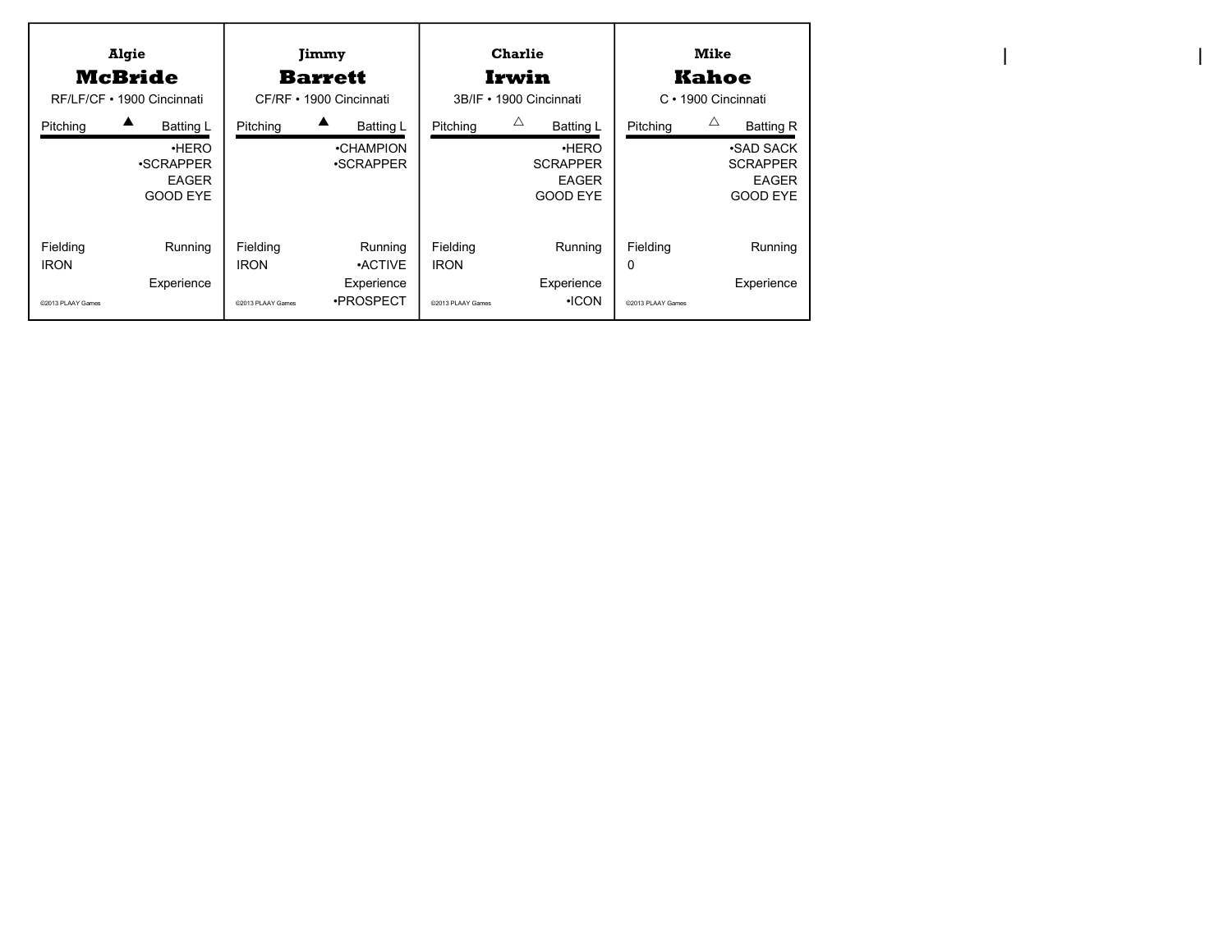## Algie McBride

RF/LF/CF • 1900 Cincinnati

Pitching ▲ Batting L

•HERO
•SCRAPPER
EAGER
GOOD EYE

Fielding: IRON

Running:

Experience:

©2013 PLAAY Games

## Jimmy Barrett

CF/RF • 1900 Cincinnati

Pitching ▲ Batting L

•CHAMPION
•SCRAPPER

Fielding: IRON

Running: •ACTIVE

Experience: •PROSPECT

©2013 PLAAY Games

## Charlie Irwin

3B/IF • 1900 Cincinnati

Pitching △ Batting L

•HERO
SCRAPPER
EAGER
GOOD EYE

Fielding: IRON

Running:

Experience: •ICON

©2013 PLAAY Games

## Mike Kahoe

C • 1900 Cincinnati

Pitching △ Batting R

•SAD SACK
SCRAPPER
EAGER
GOOD EYE

Fielding: 0

Running:

Experience:

©2013 PLAAY Games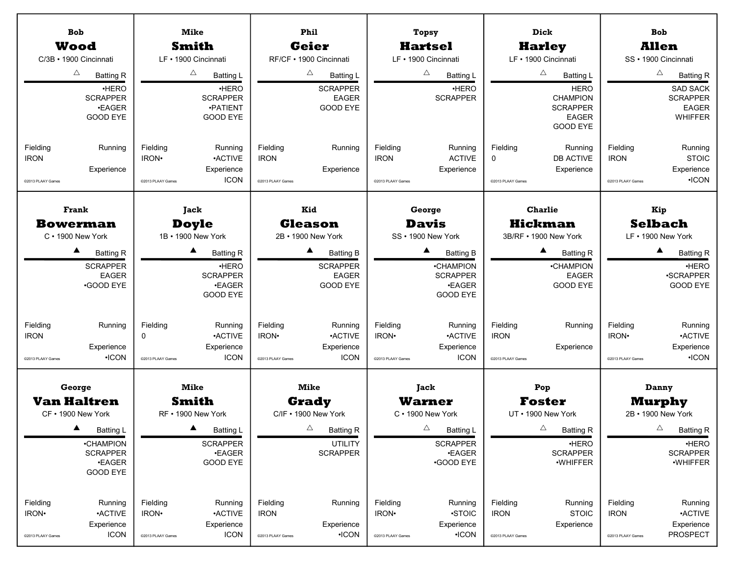### Bob Wood
C/3B • 1900 Cincinnati

△ Batting R

•HERO
SCRAPPER
•EAGER
GOOD EYE

Fielding: IRON
Running:
Experience:

©2013 PLAAY Games

---

### Mike Smith
LF • 1900 Cincinnati

△ Batting L

•HERO
SCRAPPER
•PATIENT
GOOD EYE

Fielding: IRON•
Running: •ACTIVE
Experience: ICON

©2013 PLAAY Games

---

### Phil Geier
RF/CF • 1900 Cincinnati

△ Batting L

SCRAPPER
EAGER
GOOD EYE

Fielding: IRON
Running:
Experience:

©2013 PLAAY Games

---

### Topsy Hartsel
LF • 1900 Cincinnati

△ Batting L

•HERO
SCRAPPER

Fielding: IRON
Running: ACTIVE
Experience:

©2013 PLAAY Games

---

### Dick Harley
LF • 1900 Cincinnati

△ Batting L

HERO
CHAMPION
SCRAPPER
EAGER
GOOD EYE

Fielding: 0
Running: DB ACTIVE
Experience:

©2013 PLAAY Games

---

### Bob Allen
SS • 1900 Cincinnati

△ Batting R

SAD SACK
SCRAPPER
EAGER
WHIFFER

Fielding: IRON
Running: STOIC
Experience: •ICON

©2013 PLAAY Games

---

### Frank Bowerman
C • 1900 New York

▲ Batting R

SCRAPPER
EAGER
•GOOD EYE

Fielding: IRON
Running:
Experience: •ICON

©2013 PLAAY Games

---

### Jack Doyle
1B • 1900 New York

▲ Batting R

•HERO
SCRAPPER
•EAGER
GOOD EYE

Fielding: 0
Running: •ACTIVE
Experience: ICON

©2013 PLAAY Games

---

### Kid Gleason
2B • 1900 New York

▲ Batting B

SCRAPPER
EAGER
GOOD EYE

Fielding: IRON•
Running: •ACTIVE
Experience: ICON

©2013 PLAAY Games

---

### George Davis
SS • 1900 New York

▲ Batting B

•CHAMPION
SCRAPPER
•EAGER
GOOD EYE

Fielding: IRON•
Running: •ACTIVE
Experience: ICON

©2013 PLAAY Games

---

### Charlie Hickman
3B/RF • 1900 New York

▲ Batting R

•CHAMPION
EAGER
GOOD EYE

Fielding: IRON
Running:
Experience:

©2013 PLAAY Games

---

### Kip Selbach
LF • 1900 New York

▲ Batting R

•HERO
•SCRAPPER
GOOD EYE

Fielding: IRON•
Running: •ACTIVE
Experience: •ICON

©2013 PLAAY Games

---

### George Van Haltren
CF • 1900 New York

▲ Batting L

•CHAMPION
SCRAPPER
•EAGER
GOOD EYE

Fielding: IRON•
Running: •ACTIVE
Experience: ICON

©2013 PLAAY Games

---

### Mike Smith
RF • 1900 New York

▲ Batting L

SCRAPPER
•EAGER
GOOD EYE

Fielding: IRON•
Running: •ACTIVE
Experience: ICON

©2013 PLAAY Games

---

### Mike Grady
C/IF • 1900 New York

△ Batting R

UTILITY
SCRAPPER

Fielding: IRON
Running:
Experience: •ICON

©2013 PLAAY Games

---

### Jack Warner
C • 1900 New York

△ Batting L

SCRAPPER
•EAGER
•GOOD EYE

Fielding: IRON•
Running: •STOIC
Experience: •ICON

©2013 PLAAY Games

---

### Pop Foster
UT • 1900 New York

△ Batting R

•HERO
SCRAPPER
•WHIFFER

Fielding: IRON
Running: STOIC
Experience:

©2013 PLAAY Games

---

### Danny Murphy
2B • 1900 New York

△ Batting R

•HERO
SCRAPPER
•WHIFFER

Fielding: IRON
Running: •ACTIVE
Experience: PROSPECT

©2013 PLAAY Games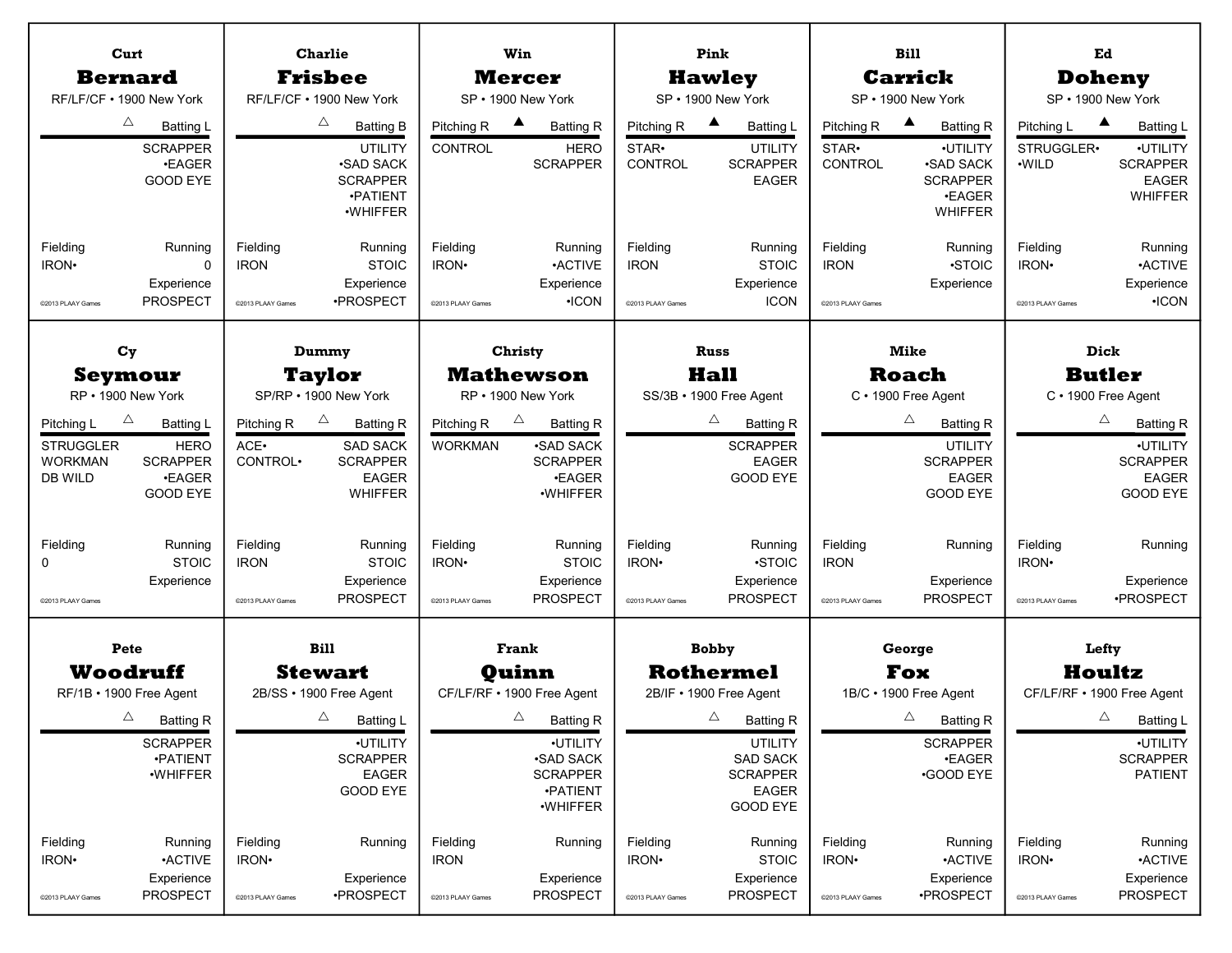Curt
**Bernard**
RF/LF/CF • 1900 New York

△ Batting L

SCRAPPER
•EAGER
GOOD EYE

Fielding: IRON•
Running: 0
Experience: PROSPECT

©2013 PLAAY Games

---

Charlie
**Frisbee**
RF/LF/CF • 1900 New York

△ Batting B

UTILITY
•SAD SACK
SCRAPPER
•PATIENT
•WHIFFER

Fielding: IRON
Running: STOIC
Experience: •PROSPECT

©2013 PLAAY Games

---

Win
**Mercer**
SP • 1900 New York

Pitching R ▲ Batting R

Pitching: CONTROL
Batting: HERO, SCRAPPER

Fielding: IRON•
Running: •ACTIVE
Experience: •ICON

©2013 PLAAY Games

---

Pink
**Hawley**
SP • 1900 New York

Pitching R ▲ Batting L

Pitching: STAR•, CONTROL
Batting: UTILITY, SCRAPPER, EAGER

Fielding: IRON
Running: STOIC
Experience: ICON

©2013 PLAAY Games

---

Bill
**Carrick**
SP • 1900 New York

Pitching R ▲ Batting R

Pitching: STAR•, CONTROL
Batting: •UTILITY, •SAD SACK, SCRAPPER, •EAGER, WHIFFER

Fielding: IRON
Running: •STOIC
Experience:

©2013 PLAAY Games

---

Ed
**Doheny**
SP • 1900 New York

Pitching L ▲ Batting L

Pitching: STRUGGLER•, •WILD
Batting: •UTILITY, SCRAPPER, EAGER, WHIFFER

Fielding: IRON•
Running: •ACTIVE
Experience: •ICON

©2013 PLAAY Games

---

Cy
**Seymour**
RP • 1900 New York

Pitching L △ Batting L

Pitching: STRUGGLER, WORKMAN, DB WILD
Batting: HERO, SCRAPPER, •EAGER, GOOD EYE

Fielding: 0
Running: STOIC
Experience:

©2013 PLAAY Games

---

Dummy
**Taylor**
SP/RP • 1900 New York

Pitching R △ Batting R

Pitching: ACE•, CONTROL•
Batting: SAD SACK, SCRAPPER, EAGER, WHIFFER

Fielding: IRON
Running: STOIC
Experience: PROSPECT

©2013 PLAAY Games

---

Christy
**Mathewson**
RP • 1900 New York

Pitching R △ Batting R

Pitching: WORKMAN
Batting: •SAD SACK, SCRAPPER, •EAGER, •WHIFFER

Fielding: IRON•
Running: STOIC
Experience: PROSPECT

©2013 PLAAY Games

---

Russ
**Hall**
SS/3B • 1900 Free Agent

△ Batting R

SCRAPPER
EAGER
GOOD EYE

Fielding: IRON•
Running: •STOIC
Experience: PROSPECT

©2013 PLAAY Games

---

Mike
**Roach**
C • 1900 Free Agent

△ Batting R

UTILITY
SCRAPPER
EAGER
GOOD EYE

Fielding: IRON
Running:
Experience: PROSPECT

©2013 PLAAY Games

---

Dick
**Butler**
C • 1900 Free Agent

△ Batting R

•UTILITY
SCRAPPER
EAGER
GOOD EYE

Fielding: IRON•
Running:
Experience: •PROSPECT

©2013 PLAAY Games

---

Pete
**Woodruff**
RF/1B • 1900 Free Agent

△ Batting R

SCRAPPER
•PATIENT
•WHIFFER

Fielding: IRON•
Running: •ACTIVE
Experience: PROSPECT

©2013 PLAAY Games

---

Bill
**Stewart**
2B/SS • 1900 Free Agent

△ Batting L

•UTILITY
SCRAPPER
EAGER
GOOD EYE

Fielding: IRON•
Running:
Experience: •PROSPECT

©2013 PLAAY Games

---

Frank
**Quinn**
CF/LF/RF • 1900 Free Agent

△ Batting R

•UTILITY
•SAD SACK
SCRAPPER
•PATIENT
•WHIFFER

Fielding: IRON
Running:
Experience: PROSPECT

©2013 PLAAY Games

---

Bobby
**Rothermel**
2B/IF • 1900 Free Agent

△ Batting R

UTILITY
SAD SACK
SCRAPPER
EAGER
GOOD EYE

Fielding: IRON•
Running: STOIC
Experience: PROSPECT

©2013 PLAAY Games

---

George
**Fox**
1B/C • 1900 Free Agent

△ Batting R

SCRAPPER
•EAGER
•GOOD EYE

Fielding: IRON•
Running: •ACTIVE
Experience: •PROSPECT

©2013 PLAAY Games

---

Lefty
**Houltz**
CF/LF/RF • 1900 Free Agent

△ Batting L

•UTILITY
SCRAPPER
PATIENT

Fielding: IRON•
Running: •ACTIVE
Experience: PROSPECT

©2013 PLAAY Games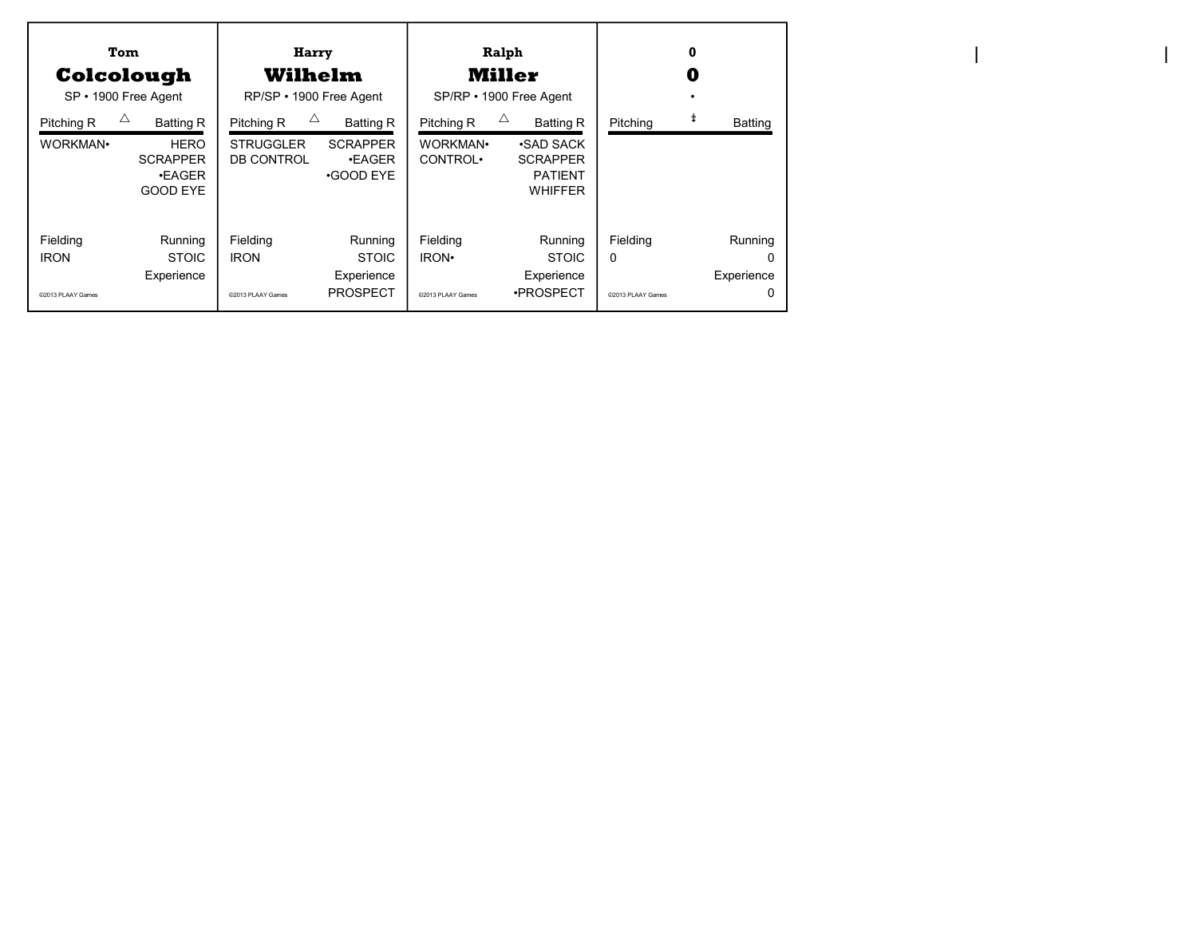**Tom**

## Colcolough

SP • 1900 Free Agent

| Pitching R | △ | Batting R |
| --- | --- | --- |
| WORKMAN• | | HERO |
| | | SCRAPPER |
| | | •EAGER |
| | | GOOD EYE |

| Fielding | Running |
| --- | --- |
| IRON | STOIC |
| | Experience |

©2013 PLAAY Games

---

**Harry**

## Wilhelm

RP/SP • 1900 Free Agent

| Pitching R | △ | Batting R |
| --- | --- | --- |
| STRUGGLER | | SCRAPPER |
| DB CONTROL | | •EAGER |
| | | •GOOD EYE |

| Fielding | Running |
| --- | --- |
| IRON | STOIC |
| | Experience |
| | PROSPECT |

©2013 PLAAY Games

---

**Ralph**

## Miller

SP/RP • 1900 Free Agent

| Pitching R | △ | Batting R |
| --- | --- | --- |
| WORKMAN• | | •SAD SACK |
| CONTROL• | | SCRAPPER |
| | | PATIENT |
| | | WHIFFER |

| Fielding | Running |
| --- | --- |
| IRON• | STOIC |
| | Experience |
| | •PROSPECT |

©2013 PLAAY Games

---

**0**

## 0

•

| Pitching | ‡ | Batting |
| --- | --- | --- |

| Fielding | Running |
| --- | --- |
| 0 | 0 |
| | Experience |
| | 0 |

©2013 PLAAY Games